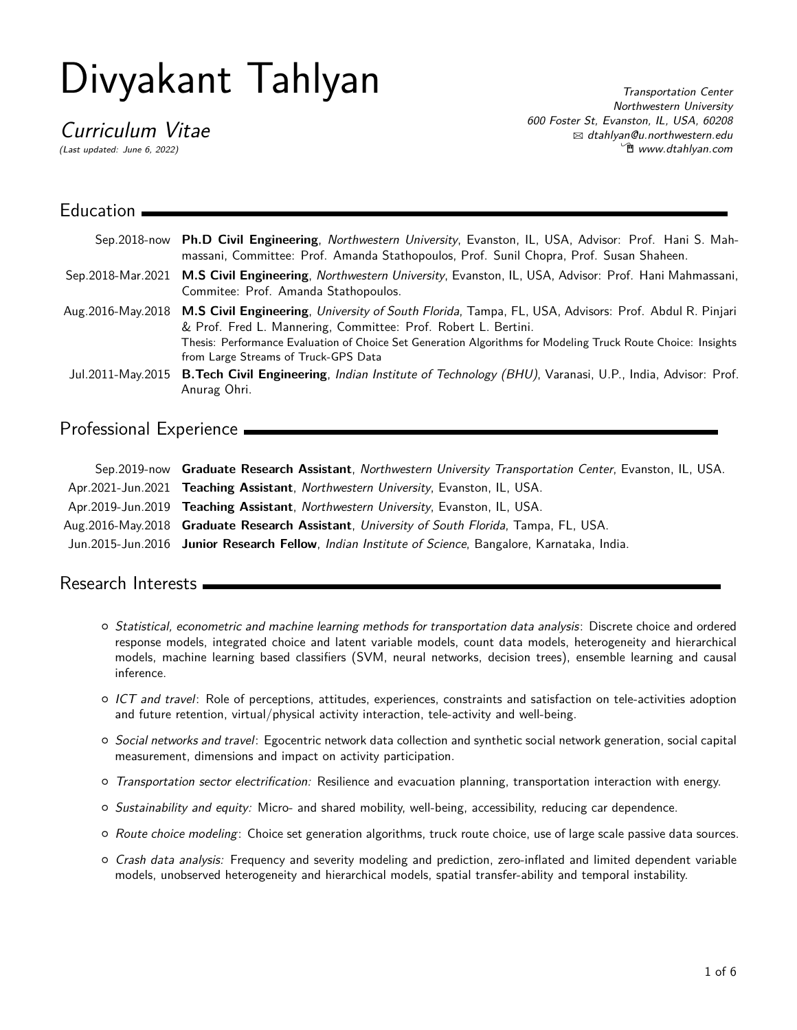# Divyakant Tahlyan

*Curriculum Vitae*

*(Last updated: June 6, 2022)*

*Transportation Center*
*Northwestern University*
*600 Foster St, Evanston, IL, USA, 60208*
*dtahlyan@u.northwestern.edu*
*www.dtahlyan.com*

## Education

Sep.2018-now **Ph.D Civil Engineering**, *Northwestern University*, Evanston, IL, USA, Advisor: Prof. Hani S. Mahmassani, Committee: Prof. Amanda Stathopoulos, Prof. Sunil Chopra, Prof. Susan Shaheen.

Sep.2018-Mar.2021 **M.S Civil Engineering**, *Northwestern University*, Evanston, IL, USA, Advisor: Prof. Hani Mahmassani, Commitee: Prof. Amanda Stathopoulos.

Aug.2016-May.2018 **M.S Civil Engineering**, *University of South Florida*, Tampa, FL, USA, Advisors: Prof. Abdul R. Pinjari & Prof. Fred L. Mannering, Committee: Prof. Robert L. Bertini.
Thesis: Performance Evaluation of Choice Set Generation Algorithms for Modeling Truck Route Choice: Insights from Large Streams of Truck-GPS Data

Jul.2011-May.2015 **B.Tech Civil Engineering**, *Indian Institute of Technology (BHU)*, Varanasi, U.P., India, Advisor: Prof. Anurag Ohri.

## Professional Experience

Sep.2019-now **Graduate Research Assistant**, *Northwestern University Transportation Center*, Evanston, IL, USA.

Apr.2021-Jun.2021 **Teaching Assistant**, *Northwestern University*, Evanston, IL, USA.

Apr.2019-Jun.2019 **Teaching Assistant**, *Northwestern University*, Evanston, IL, USA.

Aug.2016-May.2018 **Graduate Research Assistant**, *University of South Florida*, Tampa, FL, USA.

Jun.2015-Jun.2016 **Junior Research Fellow**, *Indian Institute of Science*, Bangalore, Karnataka, India.

## Research Interests

- *Statistical, econometric and machine learning methods for transportation data analysis*: Discrete choice and ordered response models, integrated choice and latent variable models, count data models, heterogeneity and hierarchical models, machine learning based classifiers (SVM, neural networks, decision trees), ensemble learning and causal inference.
- *ICT and travel*: Role of perceptions, attitudes, experiences, constraints and satisfaction on tele-activities adoption and future retention, virtual/physical activity interaction, tele-activity and well-being.
- *Social networks and travel*: Egocentric network data collection and synthetic social network generation, social capital measurement, dimensions and impact on activity participation.
- *Transportation sector electrification:* Resilience and evacuation planning, transportation interaction with energy.
- *Sustainability and equity:* Micro- and shared mobility, well-being, accessibility, reducing car dependence.
- *Route choice modeling*: Choice set generation algorithms, truck route choice, use of large scale passive data sources.
- *Crash data analysis:* Frequency and severity modeling and prediction, zero-inflated and limited dependent variable models, unobserved heterogeneity and hierarchical models, spatial transfer-ability and temporal instability.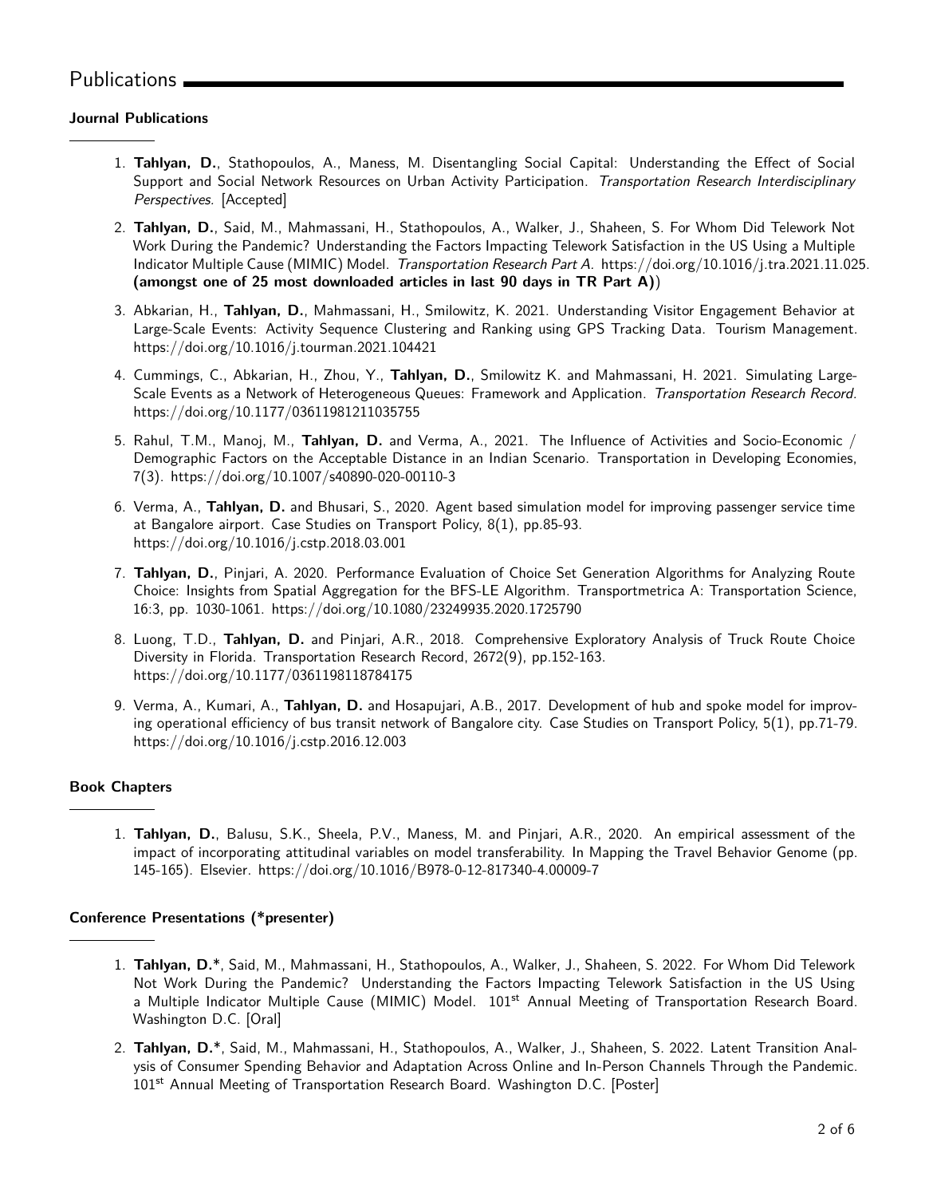# Publications

### Journal Publications

1. **Tahlyan, D.**, Stathopoulos, A., Maness, M. Disentangling Social Capital: Understanding the Effect of Social Support and Social Network Resources on Urban Activity Participation. *Transportation Research Interdisciplinary Perspectives*. [Accepted]

2. **Tahlyan, D.**, Said, M., Mahmassani, H., Stathopoulos, A., Walker, J., Shaheen, S. For Whom Did Telework Not Work During the Pandemic? Understanding the Factors Impacting Telework Satisfaction in the US Using a Multiple Indicator Multiple Cause (MIMIC) Model. *Transportation Research Part A*. https://doi.org/10.1016/j.tra.2021.11.025. **(amongst one of 25 most downloaded articles in last 90 days in TR Part A)**)

3. Abkarian, H., **Tahlyan, D.**, Mahmassani, H., Smilowitz, K. 2021. Understanding Visitor Engagement Behavior at Large-Scale Events: Activity Sequence Clustering and Ranking using GPS Tracking Data. Tourism Management. https://doi.org/10.1016/j.tourman.2021.104421

4. Cummings, C., Abkarian, H., Zhou, Y., **Tahlyan, D.**, Smilowitz K. and Mahmassani, H. 2021. Simulating Large-Scale Events as a Network of Heterogeneous Queues: Framework and Application. *Transportation Research Record*. https://doi.org/10.1177/03611981211035755

5. Rahul, T.M., Manoj, M., **Tahlyan, D.** and Verma, A., 2021. The Influence of Activities and Socio-Economic / Demographic Factors on the Acceptable Distance in an Indian Scenario. Transportation in Developing Economies, 7(3). https://doi.org/10.1007/s40890-020-00110-3

6. Verma, A., **Tahlyan, D.** and Bhusari, S., 2020. Agent based simulation model for improving passenger service time at Bangalore airport. Case Studies on Transport Policy, 8(1), pp.85-93. https://doi.org/10.1016/j.cstp.2018.03.001

7. **Tahlyan, D.**, Pinjari, A. 2020. Performance Evaluation of Choice Set Generation Algorithms for Analyzing Route Choice: Insights from Spatial Aggregation for the BFS-LE Algorithm. Transportmetrica A: Transportation Science, 16:3, pp. 1030-1061. https://doi.org/10.1080/23249935.2020.1725790

8. Luong, T.D., **Tahlyan, D.** and Pinjari, A.R., 2018. Comprehensive Exploratory Analysis of Truck Route Choice Diversity in Florida. Transportation Research Record, 2672(9), pp.152-163. https://doi.org/10.1177/0361198118784175

9. Verma, A., Kumari, A., **Tahlyan, D.** and Hosapujari, A.B., 2017. Development of hub and spoke model for improving operational efficiency of bus transit network of Bangalore city. Case Studies on Transport Policy, 5(1), pp.71-79. https://doi.org/10.1016/j.cstp.2016.12.003

### Book Chapters

1. **Tahlyan, D.**, Balusu, S.K., Sheela, P.V., Maness, M. and Pinjari, A.R., 2020. An empirical assessment of the impact of incorporating attitudinal variables on model transferability. In Mapping the Travel Behavior Genome (pp. 145-165). Elsevier. https://doi.org/10.1016/B978-0-12-817340-4.00009-7

### Conference Presentations (*presenter)

1. **Tahlyan, D.***, Said, M., Mahmassani, H., Stathopoulos, A., Walker, J., Shaheen, S. 2022. For Whom Did Telework Not Work During the Pandemic? Understanding the Factors Impacting Telework Satisfaction in the US Using a Multiple Indicator Multiple Cause (MIMIC) Model. 101st Annual Meeting of Transportation Research Board. Washington D.C. [Oral]

2. **Tahlyan, D.***, Said, M., Mahmassani, H., Stathopoulos, A., Walker, J., Shaheen, S. 2022. Latent Transition Analysis of Consumer Spending Behavior and Adaptation Across Online and In-Person Channels Through the Pandemic. 101st Annual Meeting of Transportation Research Board. Washington D.C. [Poster]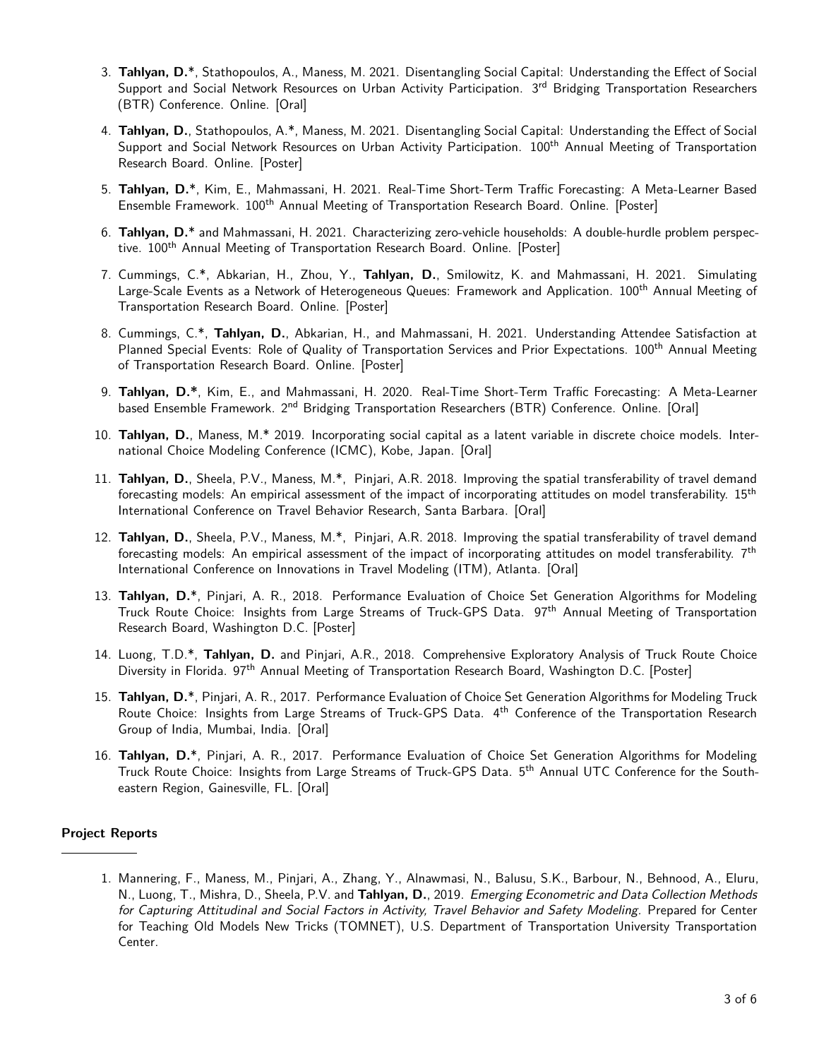3. **Tahlyan, D.***, Stathopoulos, A., Maness, M. 2021. Disentangling Social Capital: Understanding the Effect of Social Support and Social Network Resources on Urban Activity Participation. 3rd Bridging Transportation Researchers (BTR) Conference. Online. [Oral]

4. **Tahlyan, D.**, Stathopoulos, A.*, Maness, M. 2021. Disentangling Social Capital: Understanding the Effect of Social Support and Social Network Resources on Urban Activity Participation. 100th Annual Meeting of Transportation Research Board. Online. [Poster]

5. **Tahlyan, D.***, Kim, E., Mahmassani, H. 2021. Real-Time Short-Term Traffic Forecasting: A Meta-Learner Based Ensemble Framework. 100th Annual Meeting of Transportation Research Board. Online. [Poster]

6. **Tahlyan, D.*** and Mahmassani, H. 2021. Characterizing zero-vehicle households: A double-hurdle problem perspective. 100th Annual Meeting of Transportation Research Board. Online. [Poster]

7. Cummings, C.*, Abkarian, H., Zhou, Y., **Tahlyan, D.**, Smilowitz, K. and Mahmassani, H. 2021. Simulating Large-Scale Events as a Network of Heterogeneous Queues: Framework and Application. 100th Annual Meeting of Transportation Research Board. Online. [Poster]

8. Cummings, C.*, **Tahlyan, D.**, Abkarian, H., and Mahmassani, H. 2021. Understanding Attendee Satisfaction at Planned Special Events: Role of Quality of Transportation Services and Prior Expectations. 100th Annual Meeting of Transportation Research Board. Online. [Poster]

9. **Tahlyan, D.***, Kim, E., and Mahmassani, H. 2020. Real-Time Short-Term Traffic Forecasting: A Meta-Learner based Ensemble Framework. 2nd Bridging Transportation Researchers (BTR) Conference. Online. [Oral]

10. **Tahlyan, D.**, Maness, M.* 2019. Incorporating social capital as a latent variable in discrete choice models. International Choice Modeling Conference (ICMC), Kobe, Japan. [Oral]

11. **Tahlyan, D.**, Sheela, P.V., Maness, M.*, Pinjari, A.R. 2018. Improving the spatial transferability of travel demand forecasting models: An empirical assessment of the impact of incorporating attitudes on model transferability. 15th International Conference on Travel Behavior Research, Santa Barbara. [Oral]

12. **Tahlyan, D.**, Sheela, P.V., Maness, M.*, Pinjari, A.R. 2018. Improving the spatial transferability of travel demand forecasting models: An empirical assessment of the impact of incorporating attitudes on model transferability. 7th International Conference on Innovations in Travel Modeling (ITM), Atlanta. [Oral]

13. **Tahlyan, D.***, Pinjari, A. R., 2018. Performance Evaluation of Choice Set Generation Algorithms for Modeling Truck Route Choice: Insights from Large Streams of Truck-GPS Data. 97th Annual Meeting of Transportation Research Board, Washington D.C. [Poster]

14. Luong, T.D.*, **Tahlyan, D.** and Pinjari, A.R., 2018. Comprehensive Exploratory Analysis of Truck Route Choice Diversity in Florida. 97th Annual Meeting of Transportation Research Board, Washington D.C. [Poster]

15. **Tahlyan, D.***, Pinjari, A. R., 2017. Performance Evaluation of Choice Set Generation Algorithms for Modeling Truck Route Choice: Insights from Large Streams of Truck-GPS Data. 4th Conference of the Transportation Research Group of India, Mumbai, India. [Oral]

16. **Tahlyan, D.***, Pinjari, A. R., 2017. Performance Evaluation of Choice Set Generation Algorithms for Modeling Truck Route Choice: Insights from Large Streams of Truck-GPS Data. 5th Annual UTC Conference for the Southeastern Region, Gainesville, FL. [Oral]

### Project Reports

1. Mannering, F., Maness, M., Pinjari, A., Zhang, Y., Alnawmasi, N., Balusu, S.K., Barbour, N., Behnood, A., Eluru, N., Luong, T., Mishra, D., Sheela, P.V. and **Tahlyan, D.**, 2019. *Emerging Econometric and Data Collection Methods for Capturing Attitudinal and Social Factors in Activity, Travel Behavior and Safety Modeling*. Prepared for Center for Teaching Old Models New Tricks (TOMNET), U.S. Department of Transportation University Transportation Center.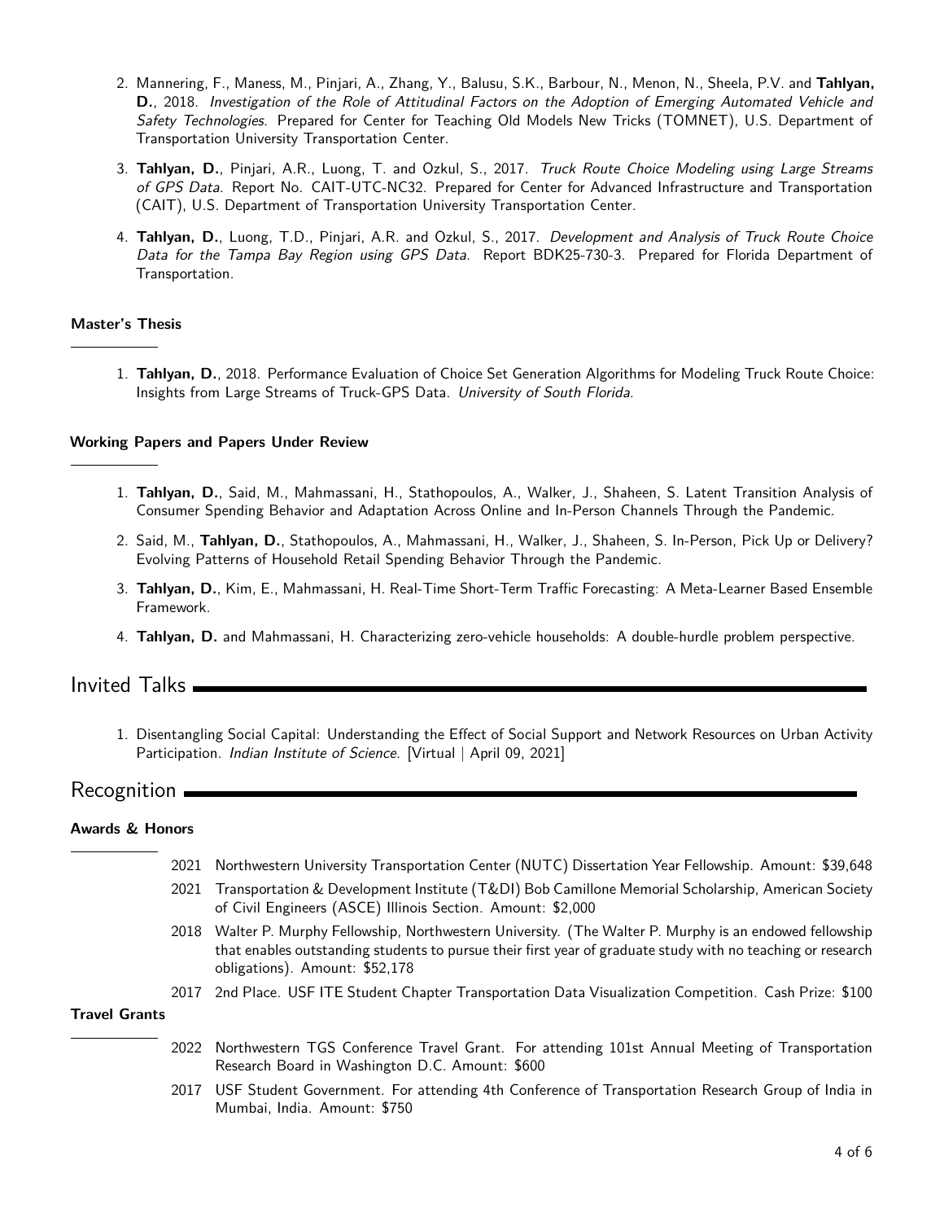2. Mannering, F., Maness, M., Pinjari, A., Zhang, Y., Balusu, S.K., Barbour, N., Menon, N., Sheela, P.V. and **Tahlyan, D.**, 2018. *Investigation of the Role of Attitudinal Factors on the Adoption of Emerging Automated Vehicle and Safety Technologies*. Prepared for Center for Teaching Old Models New Tricks (TOMNET), U.S. Department of Transportation University Transportation Center.

3. **Tahlyan, D.**, Pinjari, A.R., Luong, T. and Ozkul, S., 2017. *Truck Route Choice Modeling using Large Streams of GPS Data*. Report No. CAIT-UTC-NC32. Prepared for Center for Advanced Infrastructure and Transportation (CAIT), U.S. Department of Transportation University Transportation Center.

4. **Tahlyan, D.**, Luong, T.D., Pinjari, A.R. and Ozkul, S., 2017. *Development and Analysis of Truck Route Choice Data for the Tampa Bay Region using GPS Data.* Report BDK25-730-3. Prepared for Florida Department of Transportation.

### Master's Thesis

1. **Tahlyan, D.**, 2018. Performance Evaluation of Choice Set Generation Algorithms for Modeling Truck Route Choice: Insights from Large Streams of Truck-GPS Data. *University of South Florida*.

### Working Papers and Papers Under Review

1. **Tahlyan, D.**, Said, M., Mahmassani, H., Stathopoulos, A., Walker, J., Shaheen, S. Latent Transition Analysis of Consumer Spending Behavior and Adaptation Across Online and In-Person Channels Through the Pandemic.

2. Said, M., **Tahlyan, D.**, Stathopoulos, A., Mahmassani, H., Walker, J., Shaheen, S. In-Person, Pick Up or Delivery? Evolving Patterns of Household Retail Spending Behavior Through the Pandemic.

3. **Tahlyan, D.**, Kim, E., Mahmassani, H. Real-Time Short-Term Traffic Forecasting: A Meta-Learner Based Ensemble Framework.

4. **Tahlyan, D.** and Mahmassani, H. Characterizing zero-vehicle households: A double-hurdle problem perspective.

## Invited Talks

1. Disentangling Social Capital: Understanding the Effect of Social Support and Network Resources on Urban Activity Participation. *Indian Institute of Science.* [Virtual | April 09, 2021]

## Recognition

### Awards & Honors

- 2021 Northwestern University Transportation Center (NUTC) Dissertation Year Fellowship. Amount: $39,648
- 2021 Transportation & Development Institute (T&DI) Bob Camillone Memorial Scholarship, American Society of Civil Engineers (ASCE) Illinois Section. Amount: $2,000
- 2018 Walter P. Murphy Fellowship, Northwestern University. (The Walter P. Murphy is an endowed fellowship that enables outstanding students to pursue their first year of graduate study with no teaching or research obligations). Amount: $52,178
- 2017 2nd Place. USF ITE Student Chapter Transportation Data Visualization Competition. Cash Prize: $100

### Travel Grants

- 2022 Northwestern TGS Conference Travel Grant. For attending 101st Annual Meeting of Transportation Research Board in Washington D.C. Amount: $600
- 2017 USF Student Government. For attending 4th Conference of Transportation Research Group of India in Mumbai, India. Amount: $750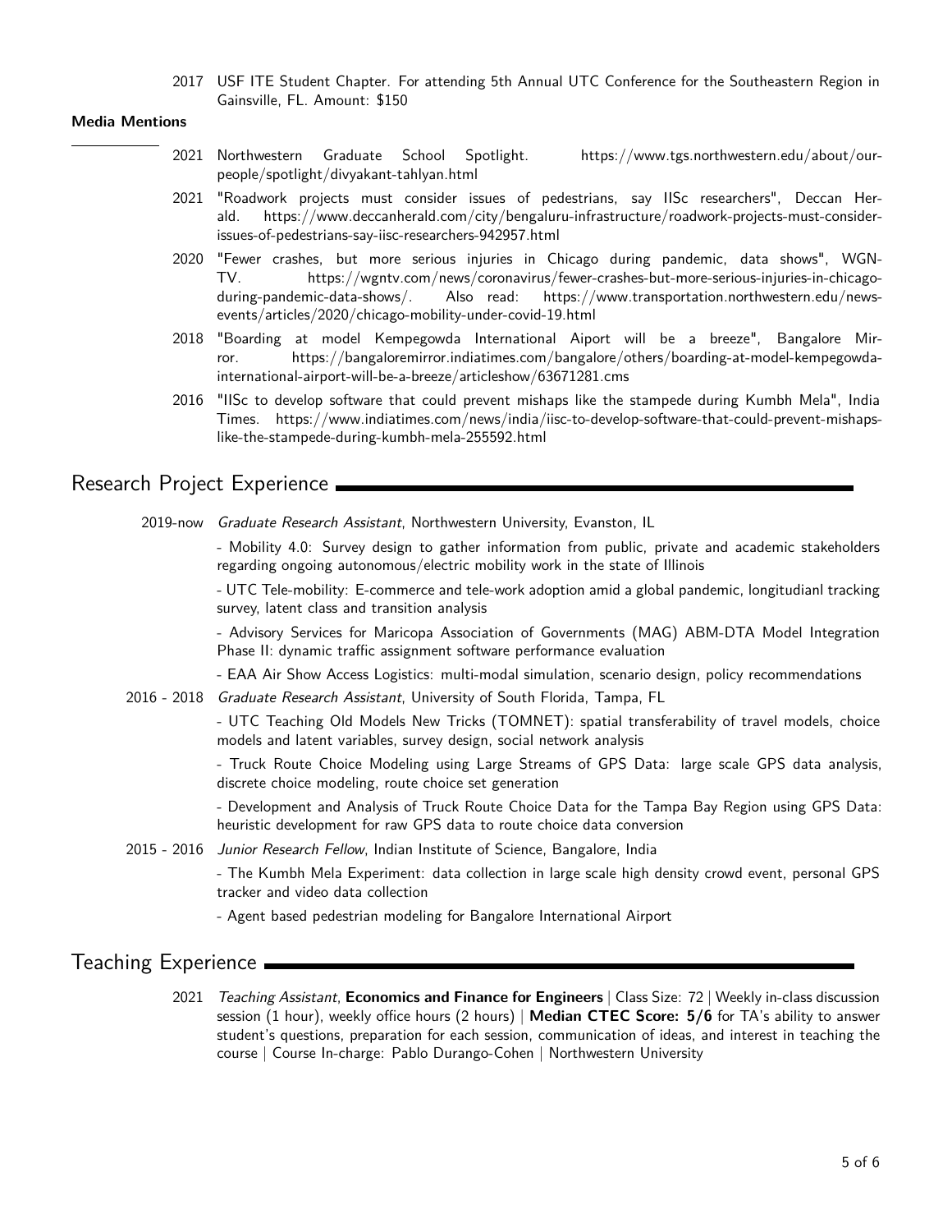2017 USF ITE Student Chapter. For attending 5th Annual UTC Conference for the Southeastern Region in Gainsville, FL. Amount: $150

**Media Mentions**

2021 Northwestern Graduate School Spotlight. https://www.tgs.northwestern.edu/about/our-people/spotlight/divyakant-tahlyan.html

2021 "Roadwork projects must consider issues of pedestrians, say IISc researchers", Deccan Herald. https://www.deccanherald.com/city/bengaluru-infrastructure/roadwork-projects-must-consider-issues-of-pedestrians-say-iisc-researchers-942957.html

2020 "Fewer crashes, but more serious injuries in Chicago during pandemic, data shows", WGN-TV. https://wgntv.com/news/coronavirus/fewer-crashes-but-more-serious-injuries-in-chicago-during-pandemic-data-shows/. Also read: https://www.transportation.northwestern.edu/news-events/articles/2020/chicago-mobility-under-covid-19.html

2018 "Boarding at model Kempegowda International Aiport will be a breeze", Bangalore Mirror. https://bangaloremirror.indiatimes.com/bangalore/others/boarding-at-model-kempegowda-international-airport-will-be-a-breeze/articleshow/63671281.cms

2016 "IISc to develop software that could prevent mishaps like the stampede during Kumbh Mela", India Times. https://www.indiatimes.com/news/india/iisc-to-develop-software-that-could-prevent-mishaps-like-the-stampede-during-kumbh-mela-255592.html

## Research Project Experience

2019-now *Graduate Research Assistant*, Northwestern University, Evanston, IL

- Mobility 4.0: Survey design to gather information from public, private and academic stakeholders regarding ongoing autonomous/electric mobility work in the state of Illinois
- UTC Tele-mobility: E-commerce and tele-work adoption amid a global pandemic, longitudianl tracking survey, latent class and transition analysis
- Advisory Services for Maricopa Association of Governments (MAG) ABM-DTA Model Integration Phase II: dynamic traffic assignment software performance evaluation
- EAA Air Show Access Logistics: multi-modal simulation, scenario design, policy recommendations

2016 - 2018 *Graduate Research Assistant*, University of South Florida, Tampa, FL

- UTC Teaching Old Models New Tricks (TOMNET): spatial transferability of travel models, choice models and latent variables, survey design, social network analysis
- Truck Route Choice Modeling using Large Streams of GPS Data: large scale GPS data analysis, discrete choice modeling, route choice set generation
- Development and Analysis of Truck Route Choice Data for the Tampa Bay Region using GPS Data: heuristic development for raw GPS data to route choice data conversion

2015 - 2016 *Junior Research Fellow*, Indian Institute of Science, Bangalore, India

- The Kumbh Mela Experiment: data collection in large scale high density crowd event, personal GPS tracker and video data collection
- Agent based pedestrian modeling for Bangalore International Airport

## Teaching Experience

2021 *Teaching Assistant*, **Economics and Finance for Engineers** | Class Size: 72 | Weekly in-class discussion session (1 hour), weekly office hours (2 hours) | **Median CTEC Score: 5/6** for TA's ability to answer student's questions, preparation for each session, communication of ideas, and interest in teaching the course | Course In-charge: Pablo Durango-Cohen | Northwestern University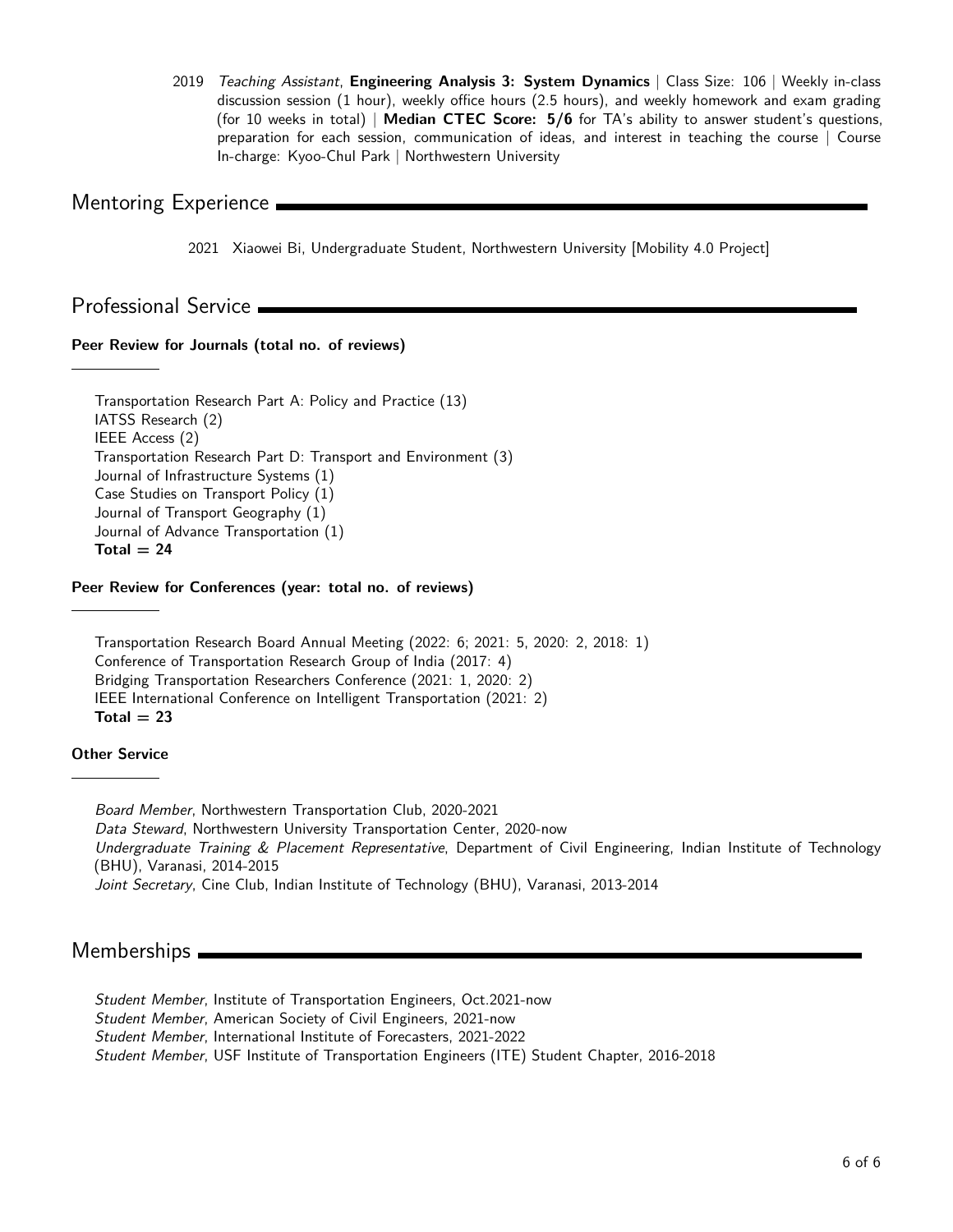2019 *Teaching Assistant*, **Engineering Analysis 3: System Dynamics** | Class Size: 106 | Weekly in-class discussion session (1 hour), weekly office hours (2.5 hours), and weekly homework and exam grading (for 10 weeks in total) | **Median CTEC Score: 5/6** for TA's ability to answer student's questions, preparation for each session, communication of ideas, and interest in teaching the course | Course In-charge: Kyoo-Chul Park | Northwestern University

## Mentoring Experience

2021 Xiaowei Bi, Undergraduate Student, Northwestern University [Mobility 4.0 Project]

## Professional Service

**Peer Review for Journals (total no. of reviews)**

Transportation Research Part A: Policy and Practice (13)
IATSS Research (2)
IEEE Access (2)
Transportation Research Part D: Transport and Environment (3)
Journal of Infrastructure Systems (1)
Case Studies on Transport Policy (1)
Journal of Transport Geography (1)
Journal of Advance Transportation (1)
**Total = 24**

**Peer Review for Conferences (year: total no. of reviews)**

Transportation Research Board Annual Meeting (2022: 6; 2021: 5, 2020: 2, 2018: 1)
Conference of Transportation Research Group of India (2017: 4)
Bridging Transportation Researchers Conference (2021: 1, 2020: 2)
IEEE International Conference on Intelligent Transportation (2021: 2)
**Total = 23**

**Other Service**

*Board Member*, Northwestern Transportation Club, 2020-2021
*Data Steward*, Northwestern University Transportation Center, 2020-now
*Undergraduate Training & Placement Representative*, Department of Civil Engineering, Indian Institute of Technology (BHU), Varanasi, 2014-2015
*Joint Secretary*, Cine Club, Indian Institute of Technology (BHU), Varanasi, 2013-2014

## Memberships

*Student Member*, Institute of Transportation Engineers, Oct.2021-now
*Student Member*, American Society of Civil Engineers, 2021-now
*Student Member*, International Institute of Forecasters, 2021-2022
*Student Member*, USF Institute of Transportation Engineers (ITE) Student Chapter, 2016-2018